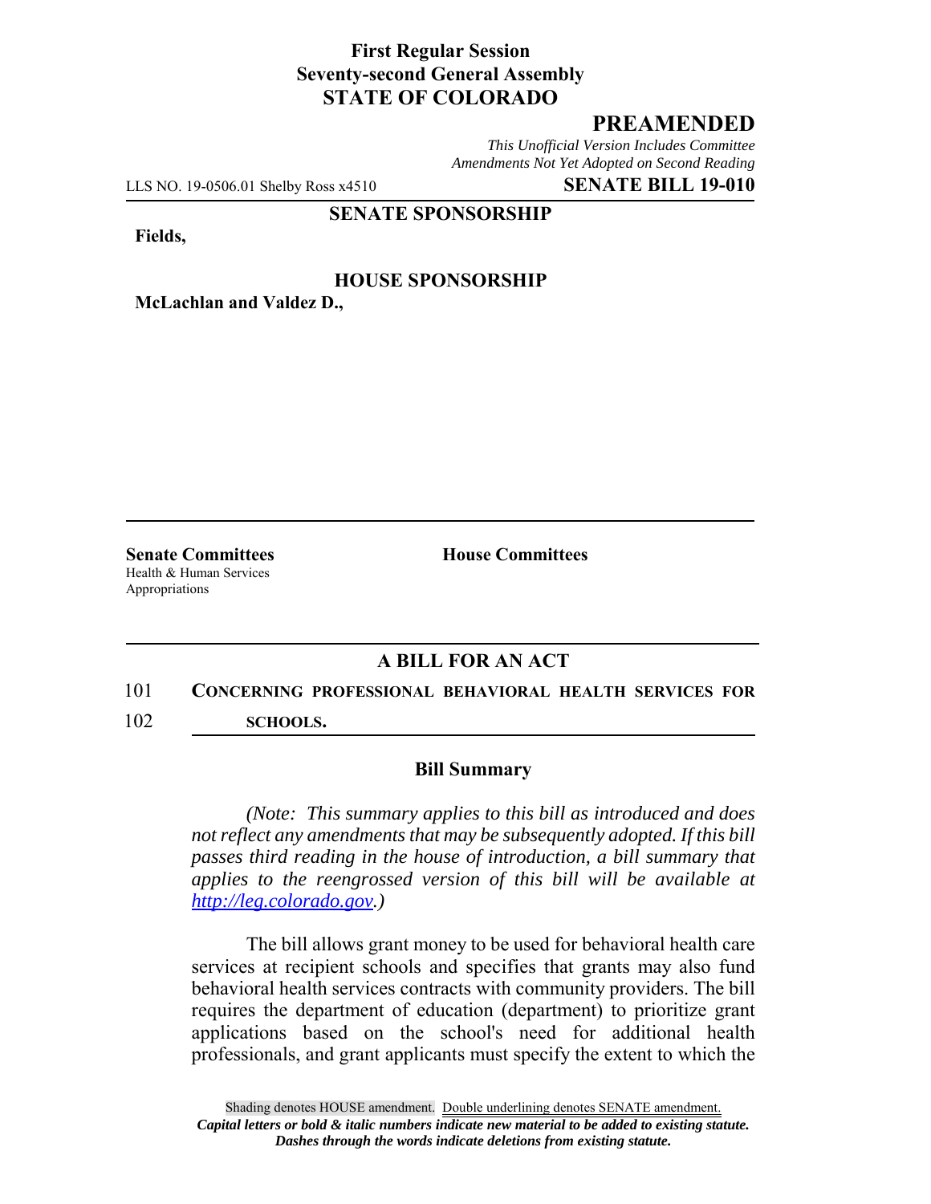**First Regular Session**
**Seventy-second General Assembly**
**STATE OF COLORADO**

## PREAMENDED

*This Unofficial Version Includes Committee Amendments Not Yet Adopted on Second Reading*

LLS NO. 19-0506.01 Shelby Ross x4510 **SENATE BILL 19-010**

**SENATE SPONSORSHIP**

**Fields,**

**HOUSE SPONSORSHIP**

**McLachlan and Valdez D.,**

**Senate Committees**
Health & Human Services
Appropriations

**House Committees**

## A BILL FOR AN ACT

101 **CONCERNING PROFESSIONAL BEHAVIORAL HEALTH SERVICES FOR**
102 **SCHOOLS.**

### Bill Summary

*(Note: This summary applies to this bill as introduced and does not reflect any amendments that may be subsequently adopted. If this bill passes third reading in the house of introduction, a bill summary that applies to the reengrossed version of this bill will be available at http://leg.colorado.gov.)*

The bill allows grant money to be used for behavioral health care services at recipient schools and specifies that grants may also fund behavioral health services contracts with community providers. The bill requires the department of education (department) to prioritize grant applications based on the school's need for additional health professionals, and grant applicants must specify the extent to which the

Shading denotes HOUSE amendment. Double underlining denotes SENATE amendment.
*Capital letters or bold & italic numbers indicate new material to be added to existing statute.*
*Dashes through the words indicate deletions from existing statute.*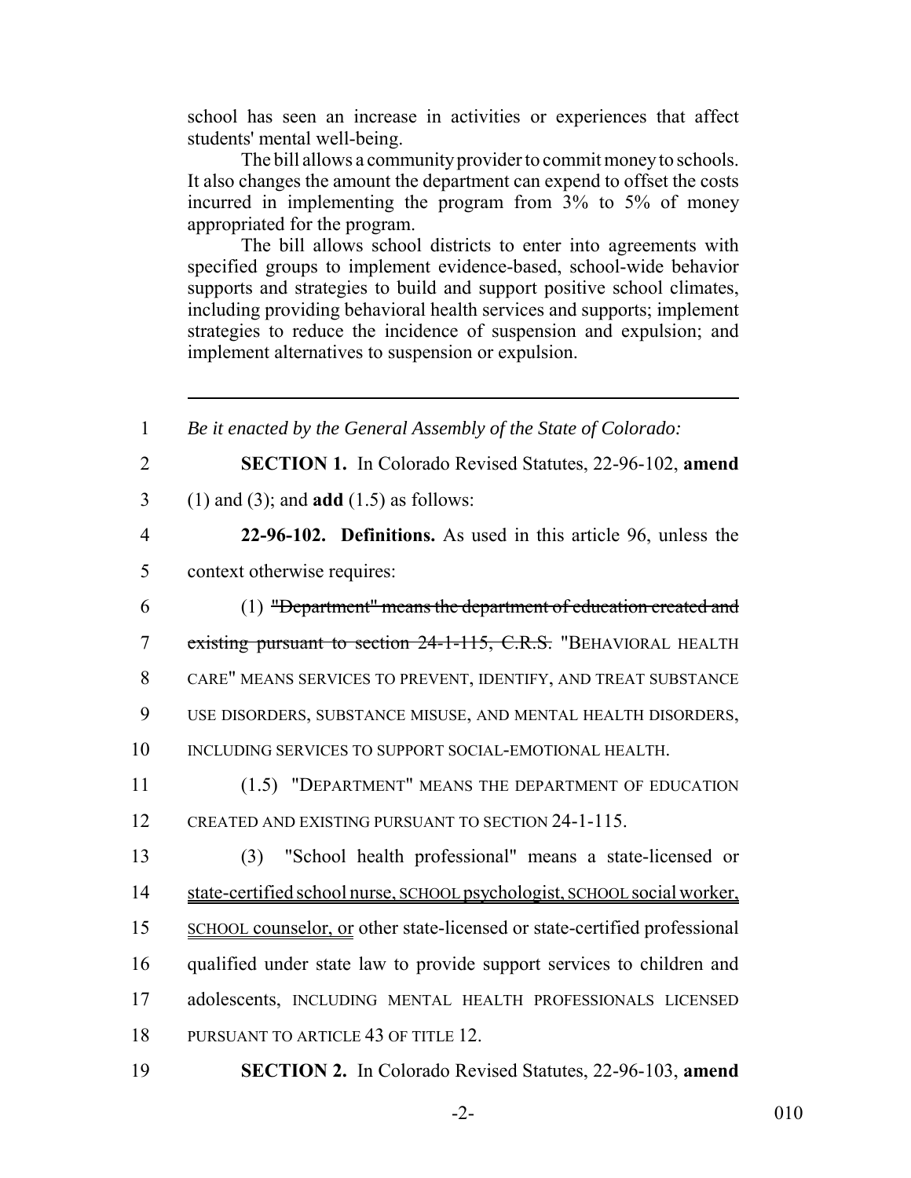school has seen an increase in activities or experiences that affect students' mental well-being.

The bill allows a community provider to commit money to schools. It also changes the amount the department can expend to offset the costs incurred in implementing the program from 3% to 5% of money appropriated for the program.

The bill allows school districts to enter into agreements with specified groups to implement evidence-based, school-wide behavior supports and strategies to build and support positive school climates, including providing behavioral health services and supports; implement strategies to reduce the incidence of suspension and expulsion; and implement alternatives to suspension or expulsion.

---

1 *Be it enacted by the General Assembly of the State of Colorado:*

2 **SECTION 1.** In Colorado Revised Statutes, 22-96-102, **amend**
3 (1) and (3); and **add** (1.5) as follows:

4 **22-96-102. Definitions.** As used in this article 96, unless the
5 context otherwise requires:

6 (1) ~~"Department" means the department of education created and~~
7 ~~existing pursuant to section 24-1-115, C.R.S.~~ "BEHAVIORAL HEALTH
8 CARE" MEANS SERVICES TO PREVENT, IDENTIFY, AND TREAT SUBSTANCE
9 USE DISORDERS, SUBSTANCE MISUSE, AND MENTAL HEALTH DISORDERS,
10 INCLUDING SERVICES TO SUPPORT SOCIAL-EMOTIONAL HEALTH.

11 (1.5) "DEPARTMENT" MEANS THE DEPARTMENT OF EDUCATION
12 CREATED AND EXISTING PURSUANT TO SECTION 24-1-115.

13 (3) "School health professional" means a state-licensed or
14 state-certified school nurse, SCHOOL psychologist, SCHOOL social worker,
15 SCHOOL counselor, or other state-licensed or state-certified professional
16 qualified under state law to provide support services to children and
17 adolescents, INCLUDING MENTAL HEALTH PROFESSIONALS LICENSED
18 PURSUANT TO ARTICLE 43 OF TITLE 12.

19 **SECTION 2.** In Colorado Revised Statutes, 22-96-103, **amend**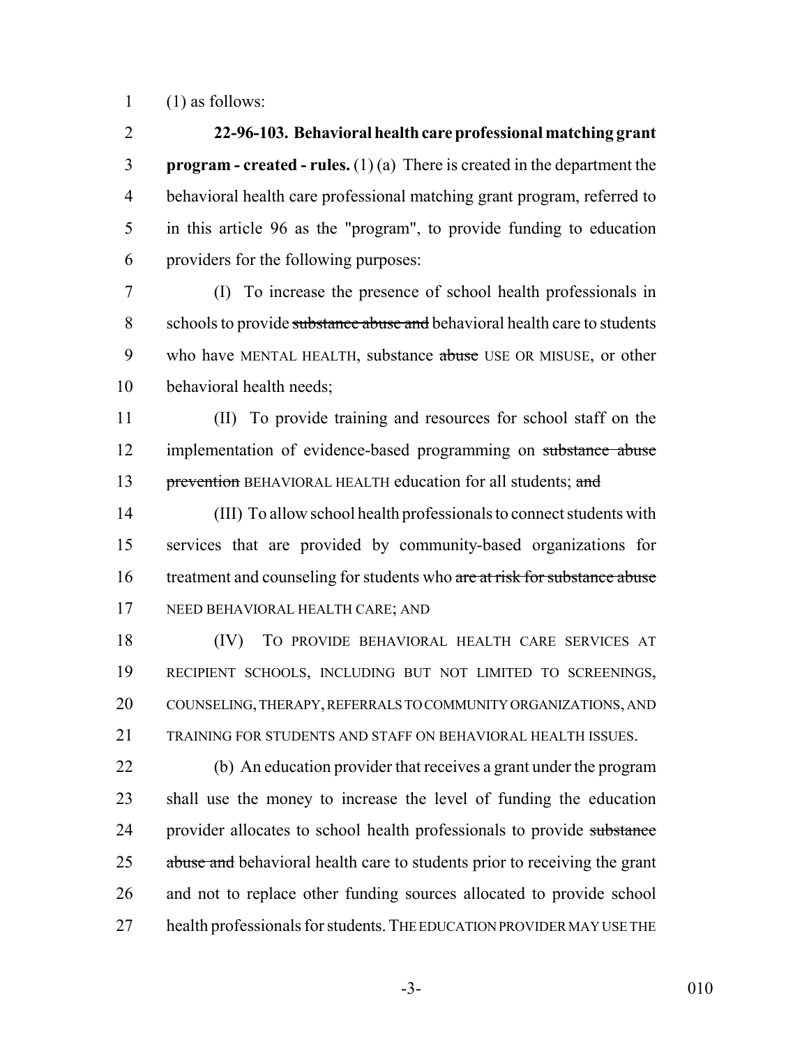(1) as follows:

**22-96-103. Behavioral health care professional matching grant program - created - rules.** (1) (a) There is created in the department the behavioral health care professional matching grant program, referred to in this article 96 as the "program", to provide funding to education providers for the following purposes:

(I) To increase the presence of school health professionals in schools to provide ~~substance abuse and~~ behavioral health care to students who have MENTAL HEALTH, substance ~~abuse~~ USE OR MISUSE, or other behavioral health needs;

(II) To provide training and resources for school staff on the implementation of evidence-based programming on ~~substance abuse prevention~~ BEHAVIORAL HEALTH education for all students; ~~and~~

(III) To allow school health professionals to connect students with services that are provided by community-based organizations for treatment and counseling for students who ~~are at risk for substance abuse~~ NEED BEHAVIORAL HEALTH CARE; AND

(IV) TO PROVIDE BEHAVIORAL HEALTH CARE SERVICES AT RECIPIENT SCHOOLS, INCLUDING BUT NOT LIMITED TO SCREENINGS, COUNSELING, THERAPY, REFERRALS TO COMMUNITY ORGANIZATIONS, AND TRAINING FOR STUDENTS AND STAFF ON BEHAVIORAL HEALTH ISSUES.

(b) An education provider that receives a grant under the program shall use the money to increase the level of funding the education provider allocates to school health professionals to provide ~~substance abuse and~~ behavioral health care to students prior to receiving the grant and not to replace other funding sources allocated to provide school health professionals for students. THE EDUCATION PROVIDER MAY USE THE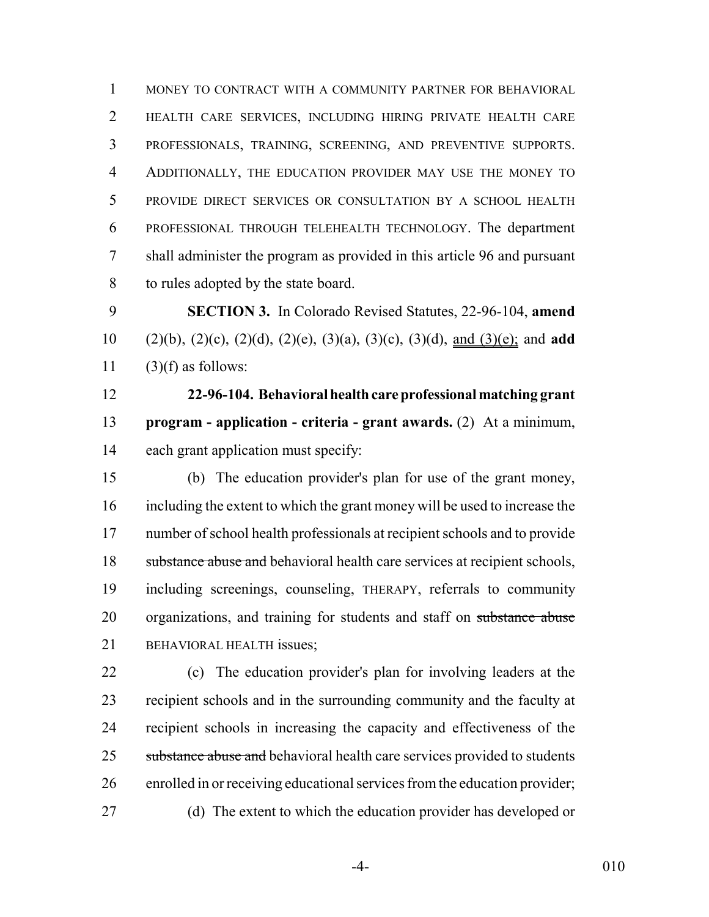MONEY TO CONTRACT WITH A COMMUNITY PARTNER FOR BEHAVIORAL HEALTH CARE SERVICES, INCLUDING HIRING PRIVATE HEALTH CARE PROFESSIONALS, TRAINING, SCREENING, AND PREVENTIVE SUPPORTS. ADDITIONALLY, THE EDUCATION PROVIDER MAY USE THE MONEY TO PROVIDE DIRECT SERVICES OR CONSULTATION BY A SCHOOL HEALTH PROFESSIONAL THROUGH TELEHEALTH TECHNOLOGY. The department shall administer the program as provided in this article 96 and pursuant to rules adopted by the state board.

**SECTION 3.** In Colorado Revised Statutes, 22-96-104, **amend** (2)(b), (2)(c), (2)(d), (2)(e), (3)(a), (3)(c), (3)(d), and (3)(e); and **add** (3)(f) as follows:

**22-96-104. Behavioral health care professional matching grant program - application - criteria - grant awards.** (2) At a minimum, each grant application must specify:

(b) The education provider's plan for use of the grant money, including the extent to which the grant money will be used to increase the number of school health professionals at recipient schools and to provide ~~substance abuse and~~ behavioral health care services at recipient schools, including screenings, counseling, THERAPY, referrals to community organizations, and training for students and staff on ~~substance abuse~~ BEHAVIORAL HEALTH issues;

(c) The education provider's plan for involving leaders at the recipient schools and in the surrounding community and the faculty at recipient schools in increasing the capacity and effectiveness of the ~~substance abuse and~~ behavioral health care services provided to students enrolled in or receiving educational services from the education provider;

(d) The extent to which the education provider has developed or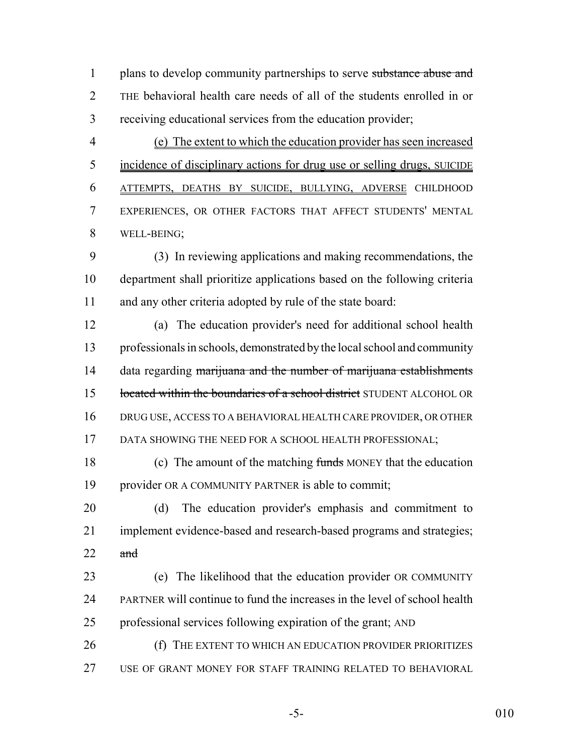plans to develop community partnerships to serve ~~substance abuse and~~ THE behavioral health care needs of all of the students enrolled in or receiving educational services from the education provider;

(e) The extent to which the education provider has seen increased incidence of disciplinary actions for drug use or selling drugs, SUICIDE ATTEMPTS, DEATHS BY SUICIDE, BULLYING, ADVERSE CHILDHOOD EXPERIENCES, OR OTHER FACTORS THAT AFFECT STUDENTS' MENTAL WELL-BEING;

(3) In reviewing applications and making recommendations, the department shall prioritize applications based on the following criteria and any other criteria adopted by rule of the state board:

(a) The education provider's need for additional school health professionals in schools, demonstrated by the local school and community data regarding ~~marijuana and the number of marijuana establishments located within the boundaries of a school district~~ STUDENT ALCOHOL OR DRUG USE, ACCESS TO A BEHAVIORAL HEALTH CARE PROVIDER, OR OTHER DATA SHOWING THE NEED FOR A SCHOOL HEALTH PROFESSIONAL;

(c) The amount of the matching ~~funds~~ MONEY that the education provider OR A COMMUNITY PARTNER is able to commit;

(d) The education provider's emphasis and commitment to implement evidence-based and research-based programs and strategies; ~~and~~

(e) The likelihood that the education provider OR COMMUNITY PARTNER will continue to fund the increases in the level of school health professional services following expiration of the grant; AND

(f) THE EXTENT TO WHICH AN EDUCATION PROVIDER PRIORITIZES USE OF GRANT MONEY FOR STAFF TRAINING RELATED TO BEHAVIORAL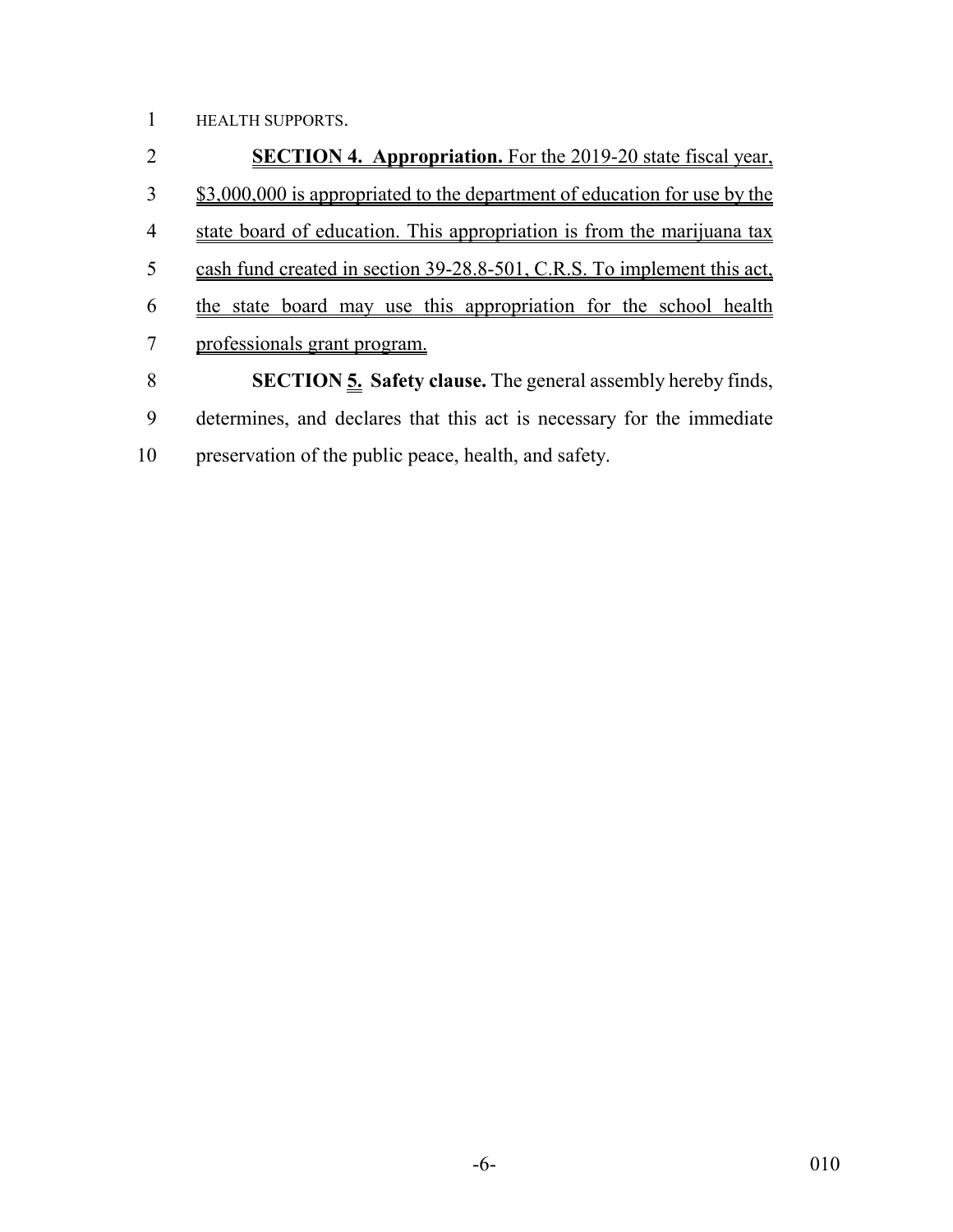HEALTH SUPPORTS.

**SECTION 4. Appropriation.** For the 2019-20 state fiscal year, $3,000,000 is appropriated to the department of education for use by the state board of education. This appropriation is from the marijuana tax cash fund created in section 39-28.8-501, C.R.S. To implement this act, the state board may use this appropriation for the school health professionals grant program.

**SECTION 5. Safety clause.** The general assembly hereby finds, determines, and declares that this act is necessary for the immediate preservation of the public peace, health, and safety.